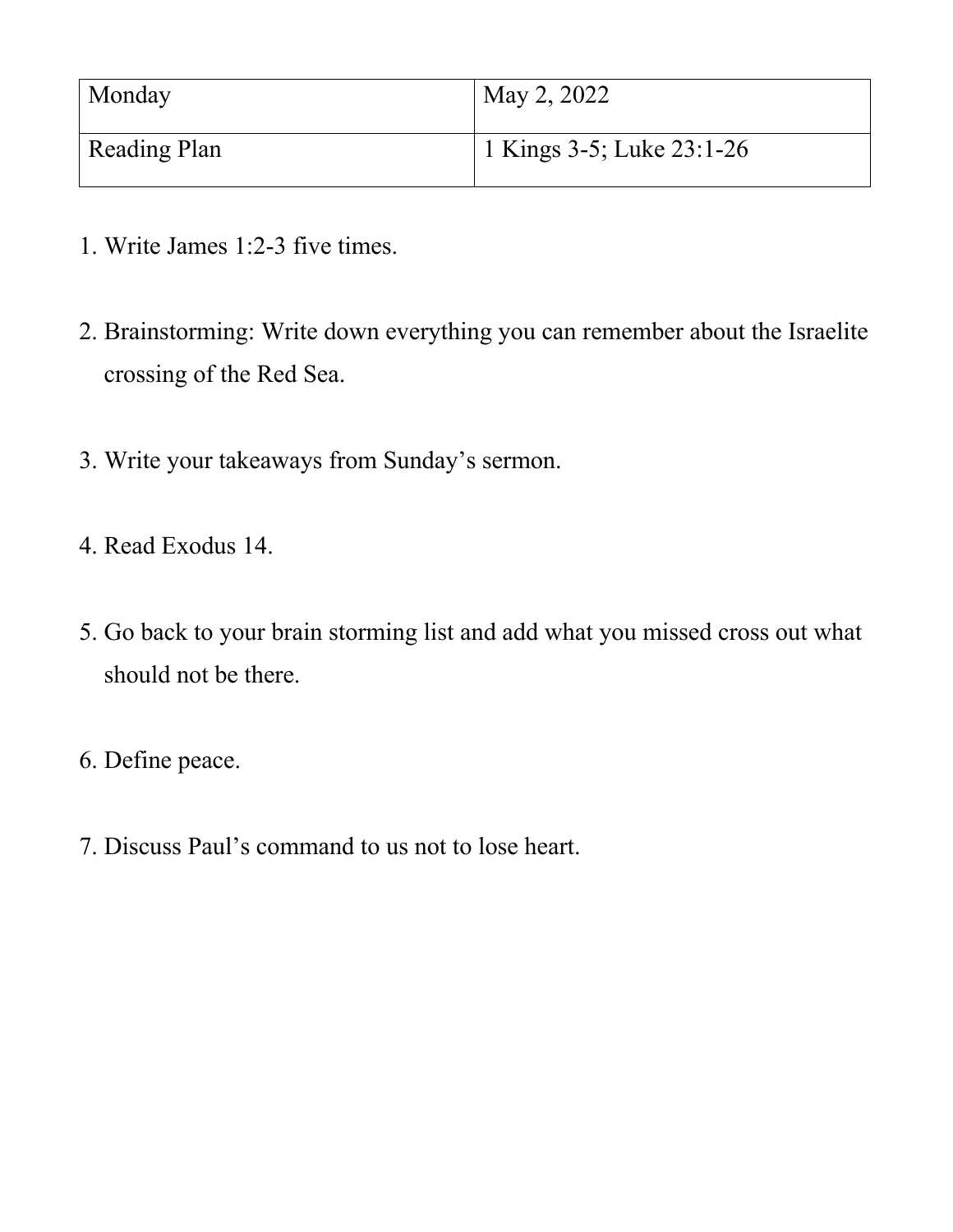| Monday | May 2, 2022 |
| --- | --- |
| Reading Plan | 1 Kings 3-5; Luke 23:1-26 |

1. Write James 1:2-3 five times.

2. Brainstorming: Write down everything you can remember about the Israelite crossing of the Red Sea.

3. Write your takeaways from Sunday's sermon.

4. Read Exodus 14.

5. Go back to your brain storming list and add what you missed cross out what should not be there.

6. Define peace.

7. Discuss Paul's command to us not to lose heart.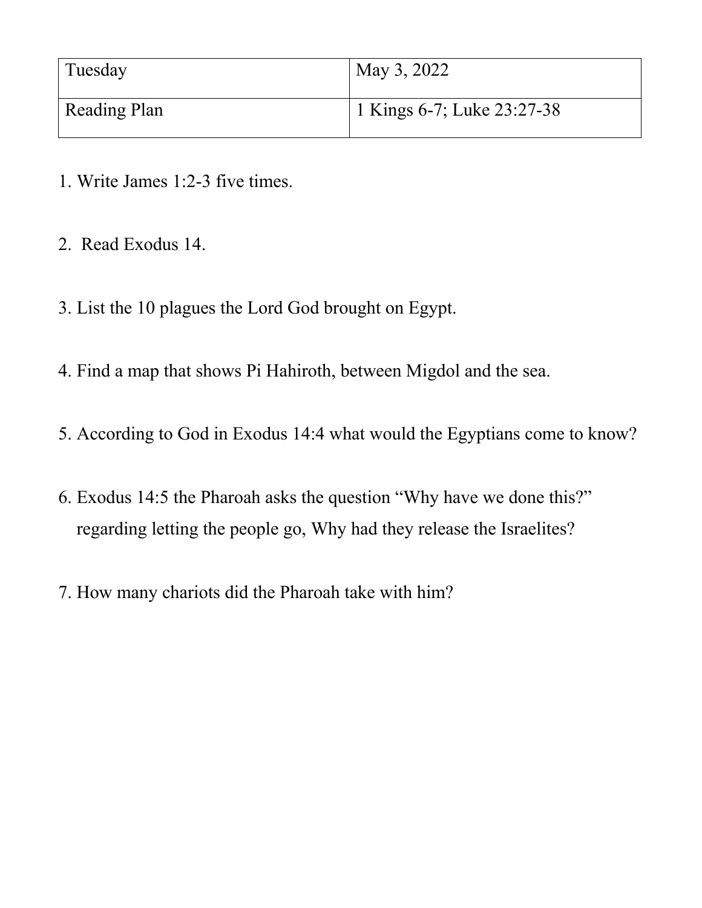| Tuesday | May 3, 2022 |
| --- | --- |
| Reading Plan | 1 Kings 6-7; Luke 23:27-38 |

1. Write James 1:2-3 five times.

2. Read Exodus 14.

3. List the 10 plagues the Lord God brought on Egypt.

4. Find a map that shows Pi Hahiroth, between Migdol and the sea.

5. According to God in Exodus 14:4 what would the Egyptians come to know?

6. Exodus 14:5 the Pharoah asks the question "Why have we done this?" regarding letting the people go, Why had they release the Israelites?

7. How many chariots did the Pharoah take with him?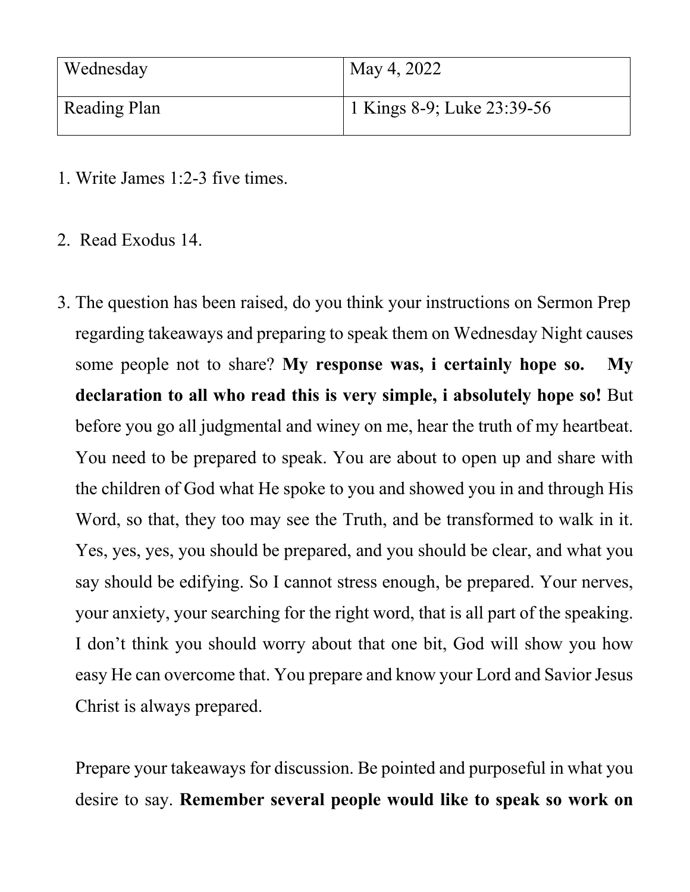| Wednesday | May 4, 2022 |
|---|---|
| Reading Plan | 1 Kings 8-9; Luke 23:39-56 |

1. Write James 1:2-3 five times.

2. Read Exodus 14.

3. The question has been raised, do you think your instructions on Sermon Prep regarding takeaways and preparing to speak them on Wednesday Night causes some people not to share? **My response was, i certainly hope so. My declaration to all who read this is very simple, i absolutely hope so!** But before you go all judgmental and winey on me, hear the truth of my heartbeat. You need to be prepared to speak. You are about to open up and share with the children of God what He spoke to you and showed you in and through His Word, so that, they too may see the Truth, and be transformed to walk in it. Yes, yes, yes, you should be prepared, and you should be clear, and what you say should be edifying. So I cannot stress enough, be prepared. Your nerves, your anxiety, your searching for the right word, that is all part of the speaking. I don't think you should worry about that one bit, God will show you how easy He can overcome that. You prepare and know your Lord and Savior Jesus Christ is always prepared.

   Prepare your takeaways for discussion. Be pointed and purposeful in what you desire to say. **Remember several people would like to speak so work on**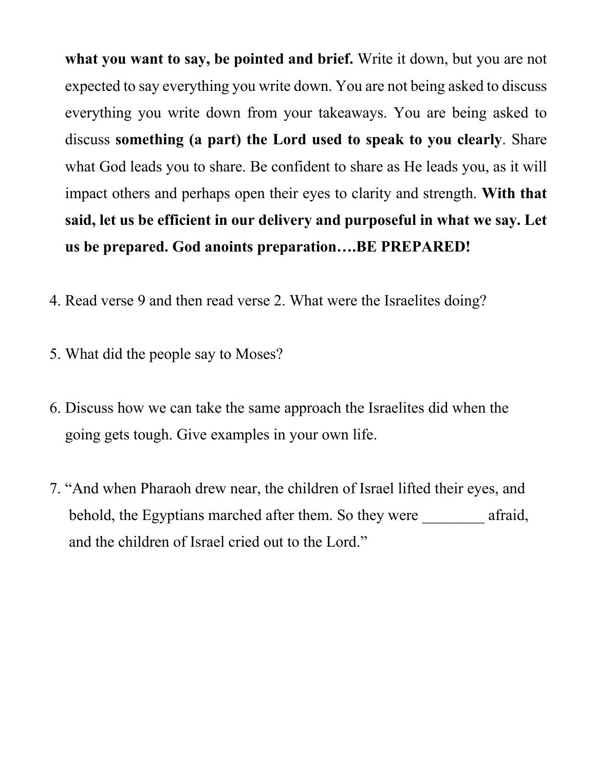**what you want to say, be pointed and brief.** Write it down, but you are not expected to say everything you write down. You are not being asked to discuss everything you write down from your takeaways. You are being asked to discuss **something (a part) the Lord used to speak to you clearly**. Share what God leads you to share. Be confident to share as He leads you, as it will impact others and perhaps open their eyes to clarity and strength. **With that said, let us be efficient in our delivery and purposeful in what we say. Let us be prepared. God anoints preparation….BE PREPARED!**

4. Read verse 9 and then read verse 2. What were the Israelites doing?

5. What did the people say to Moses?

6. Discuss how we can take the same approach the Israelites did when the going gets tough. Give examples in your own life.

7. "And when Pharaoh drew near, the children of Israel lifted their eyes, and behold, the Egyptians marched after them. So they were ________ afraid, and the children of Israel cried out to the Lord."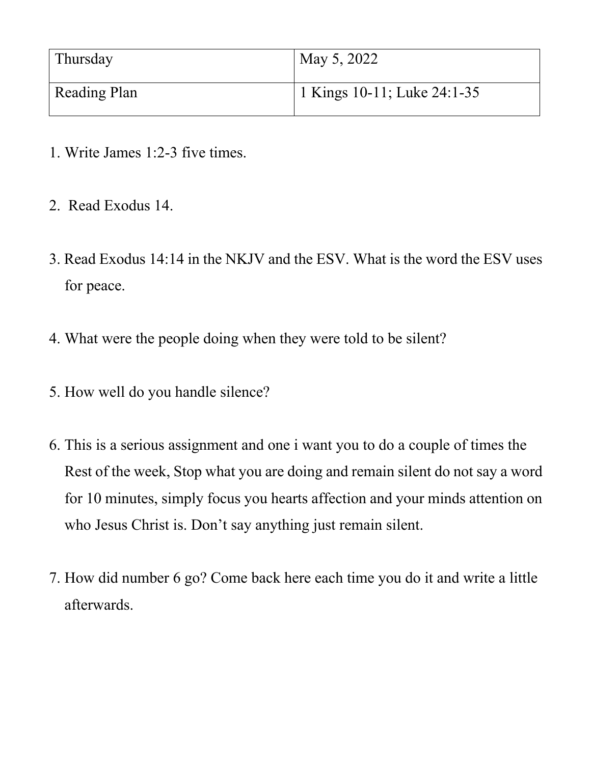| Thursday | May 5, 2022 |
| --- | --- |
| Reading Plan | 1 Kings 10-11; Luke 24:1-35 |

1. Write James 1:2-3 five times.

2. Read Exodus 14.

3. Read Exodus 14:14 in the NKJV and the ESV. What is the word the ESV uses for peace.

4. What were the people doing when they were told to be silent?

5. How well do you handle silence?

6. This is a serious assignment and one i want you to do a couple of times the Rest of the week, Stop what you are doing and remain silent do not say a word for 10 minutes, simply focus you hearts affection and your minds attention on who Jesus Christ is. Don't say anything just remain silent.

7. How did number 6 go? Come back here each time you do it and write a little afterwards.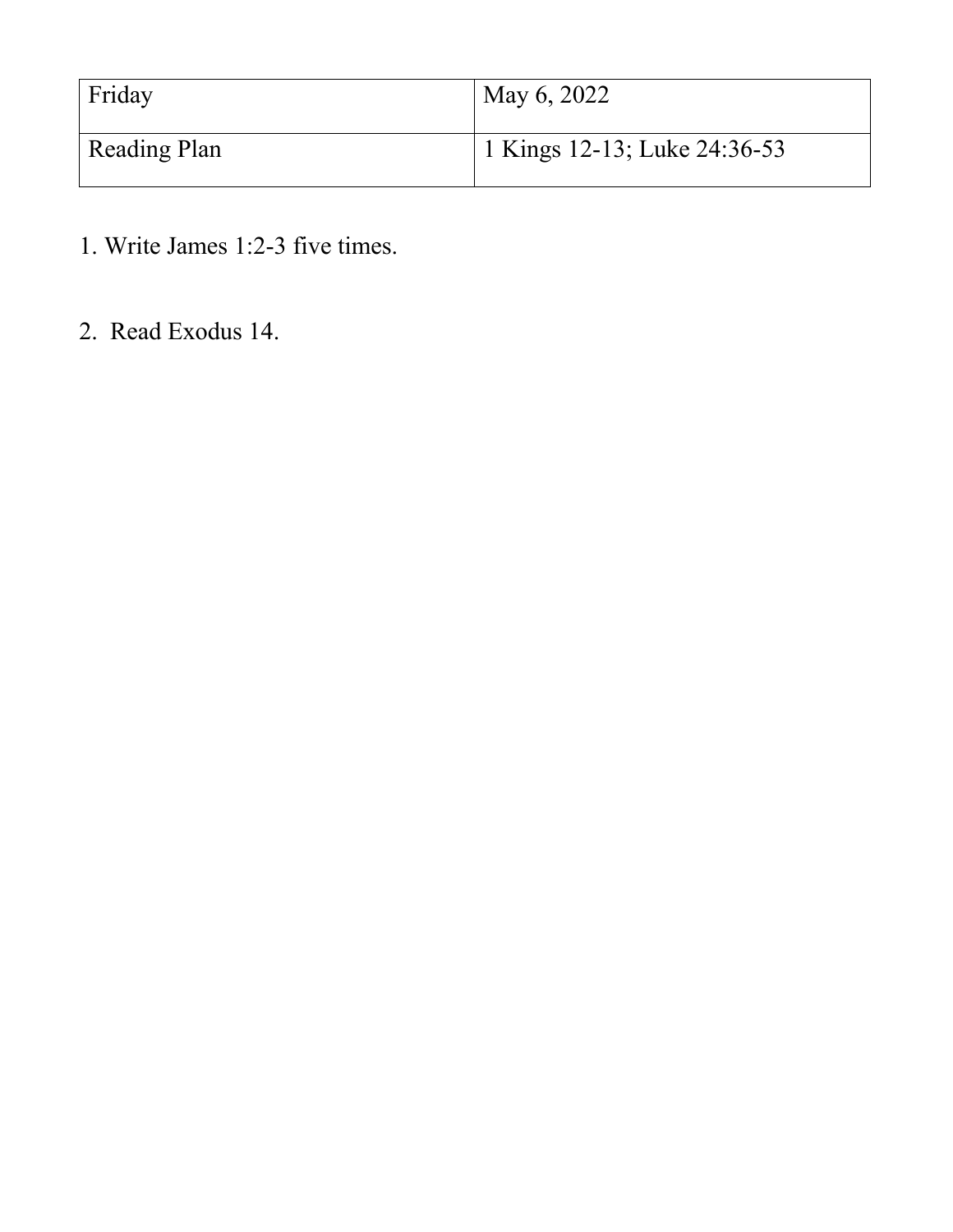| Friday | May 6, 2022 |
| --- | --- |
| Reading Plan | 1 Kings 12-13; Luke 24:36-53 |

1. Write James 1:2-3 five times.

2. Read Exodus 14.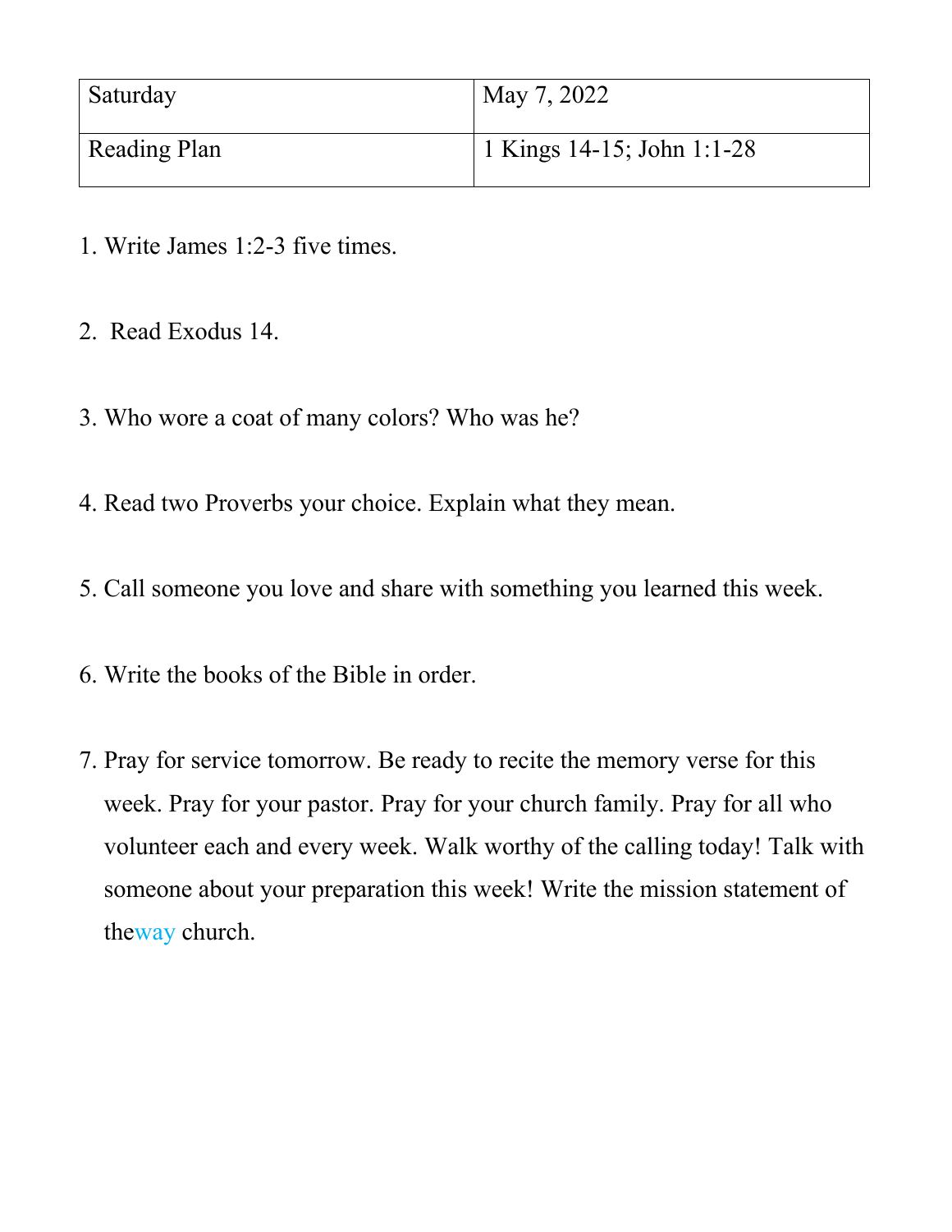| Saturday | May 7, 2022 |
| --- | --- |
| Reading Plan | 1 Kings 14-15; John 1:1-28 |

1. Write James 1:2-3 five times.

2. Read Exodus 14.

3. Who wore a coat of many colors? Who was he?

4. Read two Proverbs your choice. Explain what they mean.

5. Call someone you love and share with something you learned this week.

6. Write the books of the Bible in order.

7. Pray for service tomorrow. Be ready to recite the memory verse for this week. Pray for your pastor. Pray for your church family. Pray for all who volunteer each and every week. Walk worthy of the calling today! Talk with someone about your preparation this week! Write the mission statement of theway church.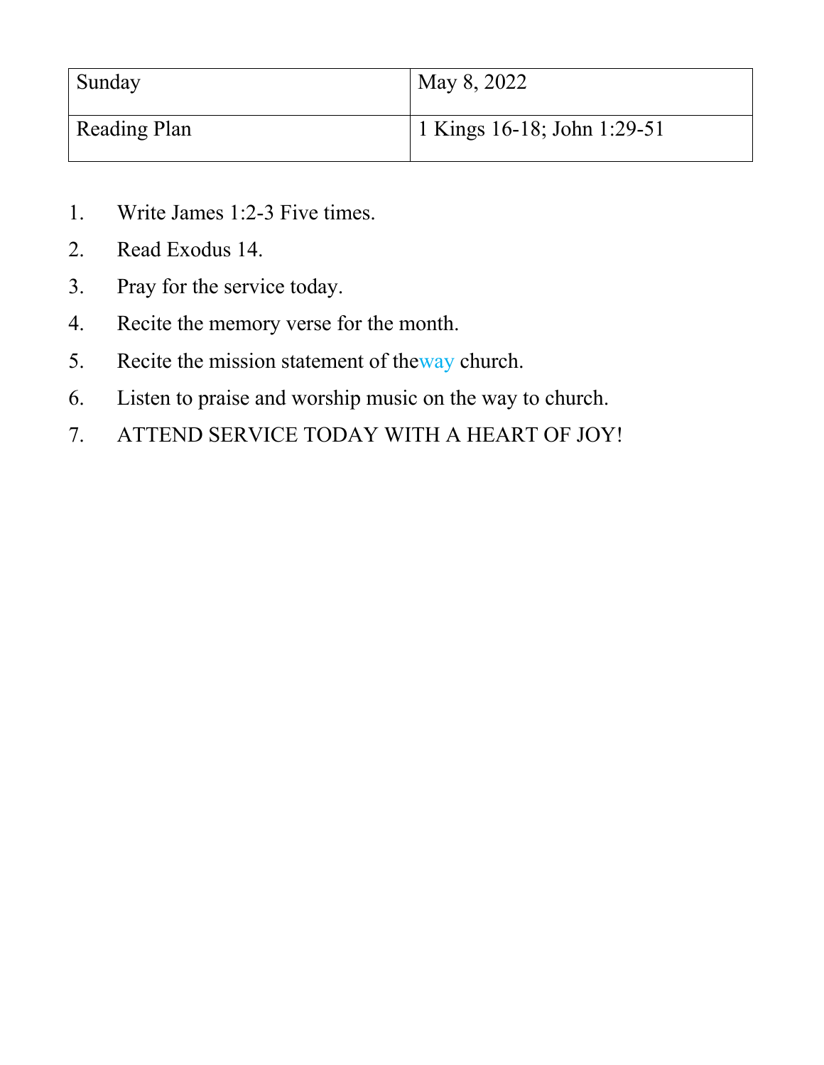| | |
|---|---|
| Sunday | May 8, 2022 |
| Reading Plan | 1 Kings 16-18; John 1:29-51 |

1. Write James 1:2-3 Five times.
2. Read Exodus 14.
3. Pray for the service today.
4. Recite the memory verse for the month.
5. Recite the mission statement of theway church.
6. Listen to praise and worship music on the way to church.
7. ATTEND SERVICE TODAY WITH A HEART OF JOY!